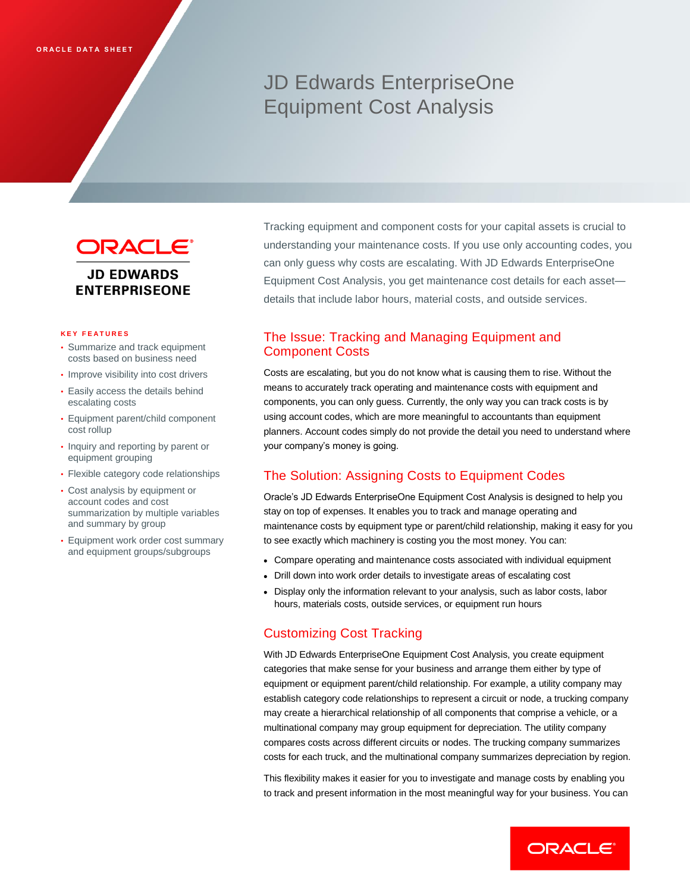ORACLE DATA SHEET

# JD Edwards EnterpriseOne Equipment Cost Analysis

Tracking equipment and component costs for your capital assets is crucial to understanding your maintenance costs. If you use only accounting codes, you can only guess why costs are escalating. With JD Edwards EnterpriseOne Equipment Cost Analysis, you get maintenance cost details for each asset—details that include labor hours, material costs, and outside services.

**KEY FEATURES**

- Summarize and track equipment costs based on business need
- Improve visibility into cost drivers
- Easily access the details behind escalating costs
- Equipment parent/child component cost rollup
- Inquiry and reporting by parent or equipment grouping
- Flexible category code relationships
- Cost analysis by equipment or account codes and cost summarization by multiple variables and summary by group
- Equipment work order cost summary and equipment groups/subgroups

## The Issue: Tracking and Managing Equipment and Component Costs

Costs are escalating, but you do not know what is causing them to rise. Without the means to accurately track operating and maintenance costs with equipment and components, you can only guess. Currently, the only way you can track costs is by using account codes, which are more meaningful to accountants than equipment planners. Account codes simply do not provide the detail you need to understand where your company's money is going.

## The Solution: Assigning Costs to Equipment Codes

Oracle's JD Edwards EnterpriseOne Equipment Cost Analysis is designed to help you stay on top of expenses. It enables you to track and manage operating and maintenance costs by equipment type or parent/child relationship, making it easy for you to see exactly which machinery is costing you the most money. You can:

- Compare operating and maintenance costs associated with individual equipment
- Drill down into work order details to investigate areas of escalating cost
- Display only the information relevant to your analysis, such as labor costs, labor hours, materials costs, outside services, or equipment run hours

## Customizing Cost Tracking

With JD Edwards EnterpriseOne Equipment Cost Analysis, you create equipment categories that make sense for your business and arrange them either by type of equipment or equipment parent/child relationship. For example, a utility company may establish category code relationships to represent a circuit or node, a trucking company may create a hierarchical relationship of all components that comprise a vehicle, or a multinational company may group equipment for depreciation. The utility company compares costs across different circuits or nodes. The trucking company summarizes costs for each truck, and the multinational company summarizes depreciation by region.

This flexibility makes it easier for you to investigate and manage costs by enabling you to track and present information in the most meaningful way for your business. You can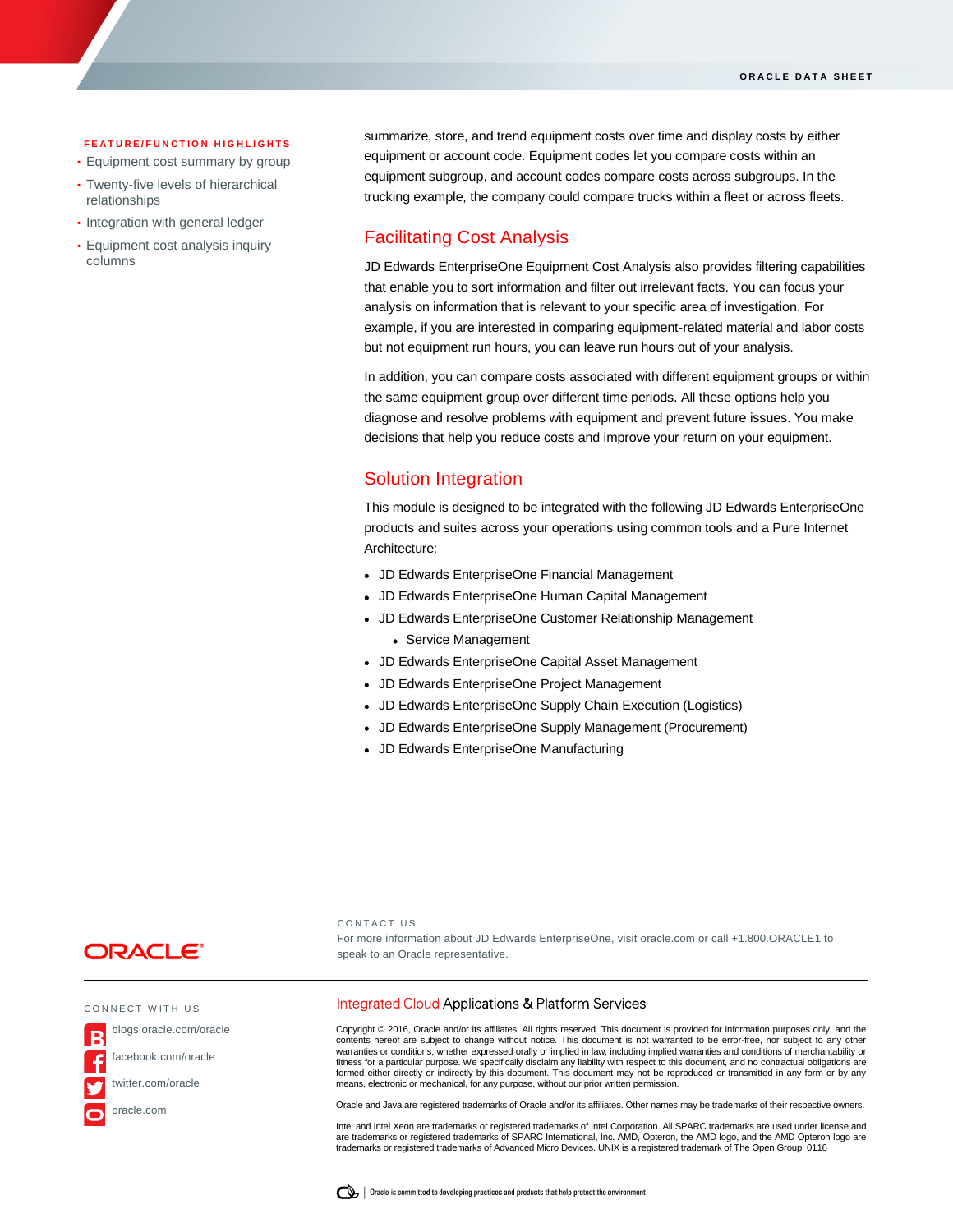**FEATURE/FUNCTION HIGHLIGHTS**

- Equipment cost summary by group
- Twenty-five levels of hierarchical relationships
- Integration with general ledger
- Equipment cost analysis inquiry columns

summarize, store, and trend equipment costs over time and display costs by either equipment or account code. Equipment codes let you compare costs within an equipment subgroup, and account codes compare costs across subgroups. In the trucking example, the company could compare trucks within a fleet or across fleets.

## Facilitating Cost Analysis

JD Edwards EnterpriseOne Equipment Cost Analysis also provides filtering capabilities that enable you to sort information and filter out irrelevant facts. You can focus your analysis on information that is relevant to your specific area of investigation. For example, if you are interested in comparing equipment-related material and labor costs but not equipment run hours, you can leave run hours out of your analysis.

In addition, you can compare costs associated with different equipment groups or within the same equipment group over different time periods. All these options help you diagnose and resolve problems with equipment and prevent future issues. You make decisions that help you reduce costs and improve your return on your equipment.

## Solution Integration

This module is designed to be integrated with the following JD Edwards EnterpriseOne products and suites across your operations using common tools and a Pure Internet Architecture:

- JD Edwards EnterpriseOne Financial Management
- JD Edwards EnterpriseOne Human Capital Management
- JD Edwards EnterpriseOne Customer Relationship Management
  - Service Management
- JD Edwards EnterpriseOne Capital Asset Management
- JD Edwards EnterpriseOne Project Management
- JD Edwards EnterpriseOne Supply Chain Execution (Logistics)
- JD Edwards EnterpriseOne Supply Management (Procurement)
- JD Edwards EnterpriseOne Manufacturing

ORACLE

CONTACT US

For more information about JD Edwards EnterpriseOne, visit oracle.com or call +1.800.ORACLE1 to speak to an Oracle representative.

CONNECT WITH US

- blogs.oracle.com/oracle
- facebook.com/oracle
- twitter.com/oracle
- oracle.com

Integrated Cloud Applications & Platform Services

Copyright © 2016, Oracle and/or its affiliates. All rights reserved. This document is provided for information purposes only, and the contents hereof are subject to change without notice. This document is not warranted to be error-free, nor subject to any other warranties or conditions, whether expressed orally or implied in law, including implied warranties and conditions of merchantability or fitness for a particular purpose. We specifically disclaim any liability with respect to this document, and no contractual obligations are formed either directly or indirectly by this document. This document may not be reproduced or transmitted in any form or by any means, electronic or mechanical, for any purpose, without our prior written permission.

Oracle and Java are registered trademarks of Oracle and/or its affiliates. Other names may be trademarks of their respective owners.

Intel and Intel Xeon are trademarks or registered trademarks of Intel Corporation. All SPARC trademarks are used under license and are trademarks or registered trademarks of SPARC International, Inc. AMD, Opteron, the AMD logo, and the AMD Opteron logo are trademarks or registered trademarks of Advanced Micro Devices. UNIX is a registered trademark of The Open Group. 0116

Oracle is committed to developing practices and products that help protect the environment